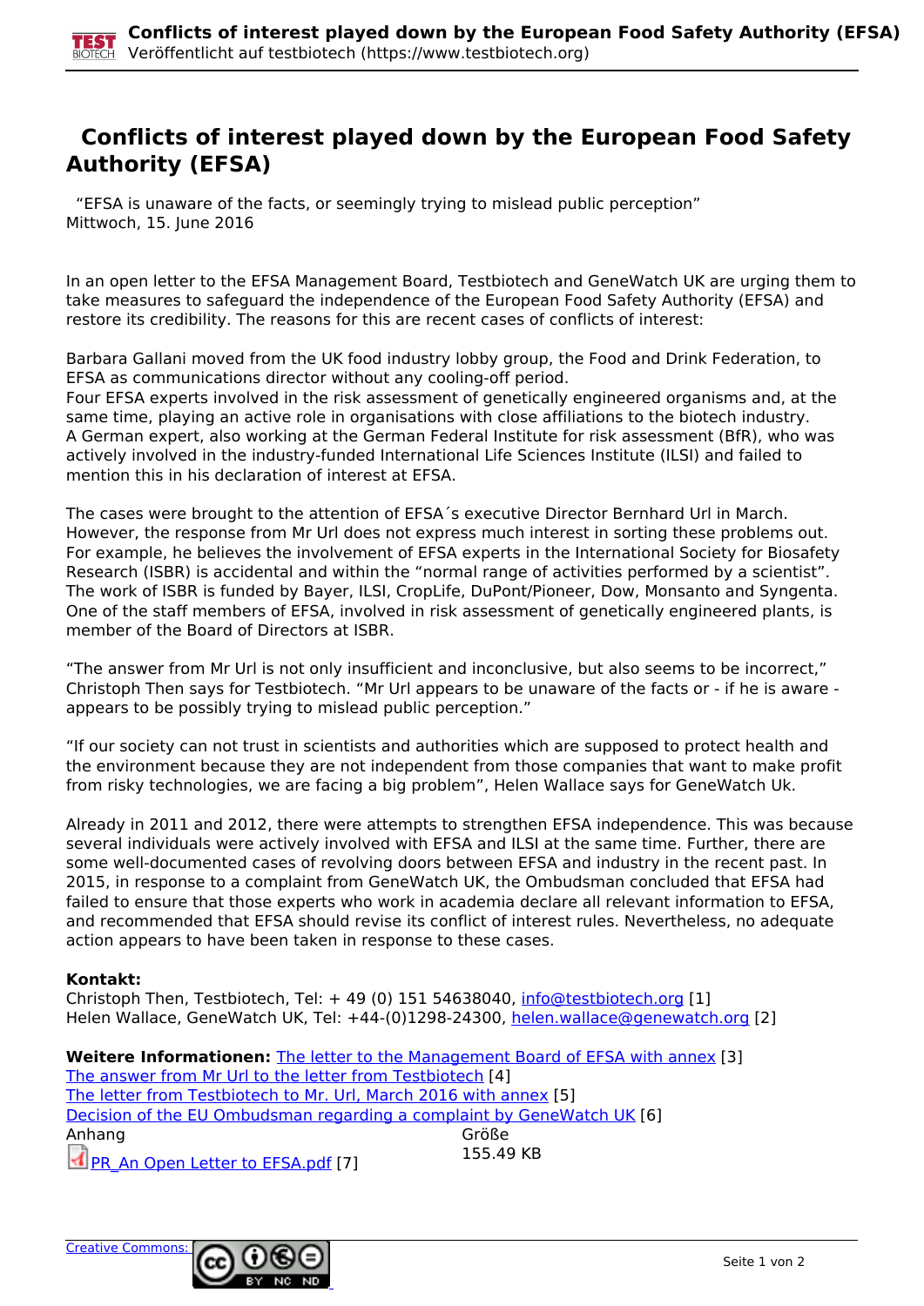# Conflicts of interest played down by the European Food Safety Authority (EFSA)

"EFSA is unaware of the facts, or seemingly trying to mislead public perception"
Mittwoch, 15. June 2016

In an open letter to the EFSA Management Board, Testbiotech and GeneWatch UK are urging them to take measures to safeguard the independence of the European Food Safety Authority (EFSA) and restore its credibility. The reasons for this are recent cases of conflicts of interest:

Barbara Gallani moved from the UK food industry lobby group, the Food and Drink Federation, to EFSA as communications director without any cooling-off period.
Four EFSA experts involved in the risk assessment of genetically engineered organisms and, at the same time, playing an active role in organisations with close affiliations to the biotech industry.
A German expert, also working at the German Federal Institute for risk assessment (BfR), who was actively involved in the industry-funded International Life Sciences Institute (ILSI) and failed to mention this in his declaration of interest at EFSA.

The cases were brought to the attention of EFSA´s executive Director Bernhard Url in March. However, the response from Mr Url does not express much interest in sorting these problems out. For example, he believes the involvement of EFSA experts in the International Society for Biosafety Research (ISBR) is accidental and within the "normal range of activities performed by a scientist". The work of ISBR is funded by Bayer, ILSI, CropLife, DuPont/Pioneer, Dow, Monsanto and Syngenta. One of the staff members of EFSA, involved in risk assessment of genetically engineered plants, is member of the Board of Directors at ISBR.

"The answer from Mr Url is not only insufficient and inconclusive, but also seems to be incorrect," Christoph Then says for Testbiotech. "Mr Url appears to be unaware of the facts or - if he is aware - appears to be possibly trying to mislead public perception."

"If our society can not trust in scientists and authorities which are supposed to protect health and the environment because they are not independent from those companies that want to make profit from risky technologies, we are facing a big problem", Helen Wallace says for GeneWatch Uk.

Already in 2011 and 2012, there were attempts to strengthen EFSA independence. This was because several individuals were actively involved with EFSA and ILSI at the same time. Further, there are some well-documented cases of revolving doors between EFSA and industry in the recent past. In 2015, in response to a complaint from GeneWatch UK, the Ombudsman concluded that EFSA had failed to ensure that those experts who work in academia declare all relevant information to EFSA, and recommended that EFSA should revise its conflict of interest rules. Nevertheless, no adequate action appears to have been taken in response to these cases.

**Kontakt:**
Christoph Then, Testbiotech, Tel: + 49 (0) 151 54638040, info@testbiotech.org [1]
Helen Wallace, GeneWatch UK, Tel: +44-(0)1298-24300, helen.wallace@genewatch.org [2]

**Weitere Informationen:** The letter to the Management Board of EFSA with annex [3]
The answer from Mr Url to the letter from Testbiotech [4]
The letter from Testbiotech to Mr. Url, March 2016 with annex [5]
Decision of the EU Ombudsman regarding a complaint by GeneWatch UK [6]

| Anhang | Größe |
|---|---|
| PR_An Open Letter to EFSA.pdf [7] | 155.49 KB |

Creative Commons: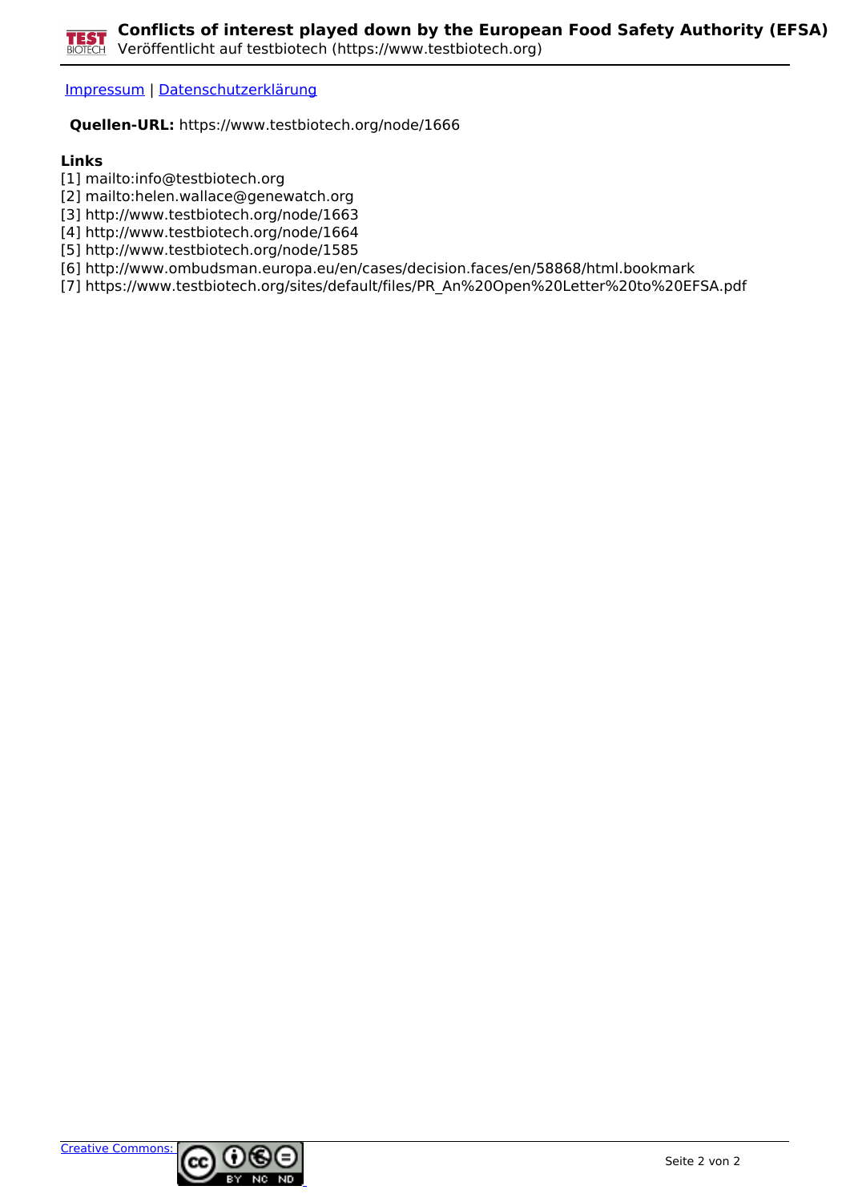Impressum | Datenschutzerklärung

**Quellen-URL:** https://www.testbiotech.org/node/1666

**Links**

[1] mailto:info@testbiotech.org
[2] mailto:helen.wallace@genewatch.org
[3] http://www.testbiotech.org/node/1663
[4] http://www.testbiotech.org/node/1664
[5] http://www.testbiotech.org/node/1585
[6] http://www.ombudsman.europa.eu/en/cases/decision.faces/en/58868/html.bookmark
[7] https://www.testbiotech.org/sites/default/files/PR_An%20Open%20Letter%20to%20EFSA.pdf

Creative Commons: